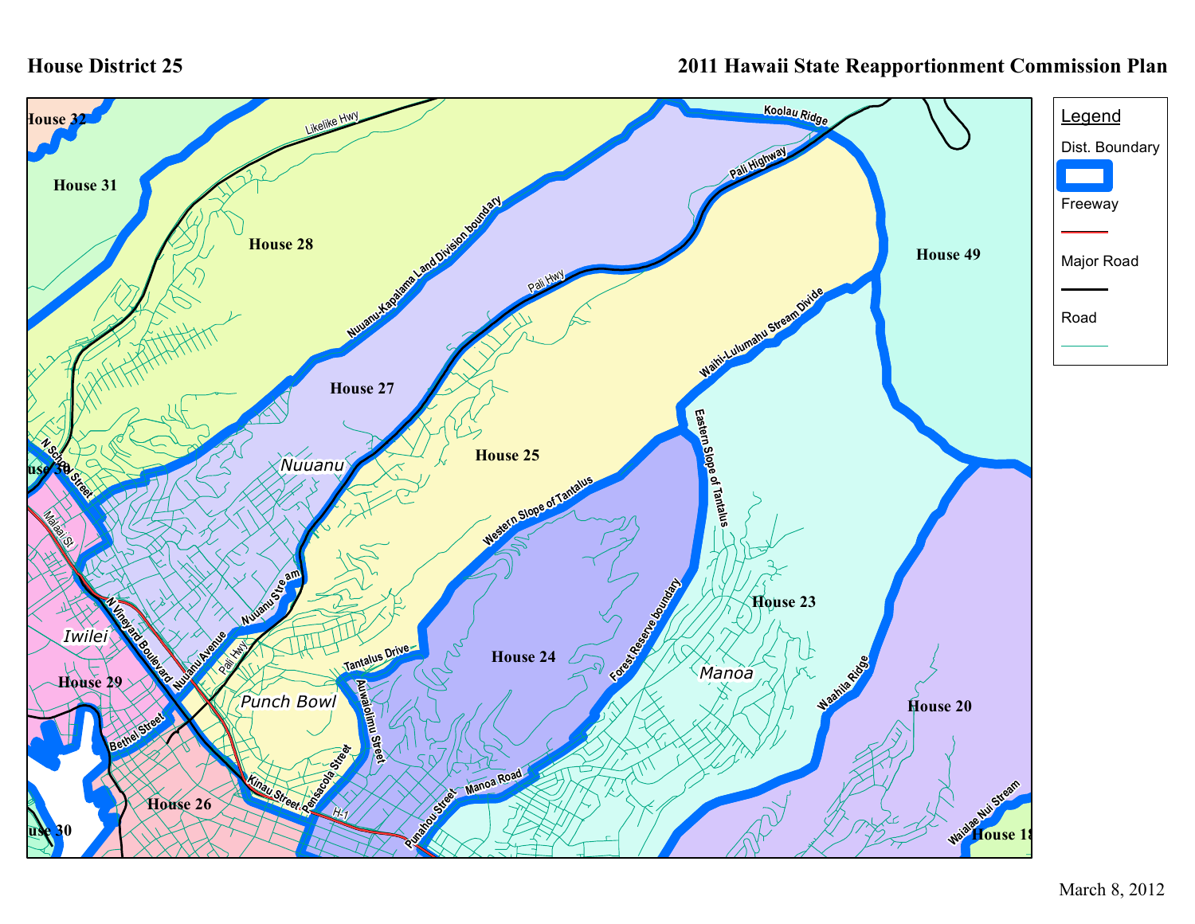# House District 25

## 2011 Hawaii State Reapportionment Commission Plan

**Legend**

- Dist. Boundary
- Freeway
- Major Road
- Road

House 32

House 31

House 28

House 27

House 25

House 49

House 23

House 24

House 20

House 29

House 26

House 30

House 18

Nuuanu

Iwilei

Punch Bowl

Manoa

Likelike Hwy

Koolau Ridge

Pali Highway

Pali Hwy

Nuuanu-Kapalama Land Division boundary

Waihi-Lulumahu Stream Divide

Eastern Slope of Tantalus

Western Slope of Tantalus

Forest Reserve boundary

Waahila Ridge

Waialae Nui Stream

N School Street

Malaai St

N Vineyard Boulevard

Nuuanu Avenue

Nuuanu Stream

Tantalus Drive

Auwaiolimu Street

Bethel Street

Kinau Street

Pensacola Street

H-1

Punahou Street

Manoa Road

March 8, 2012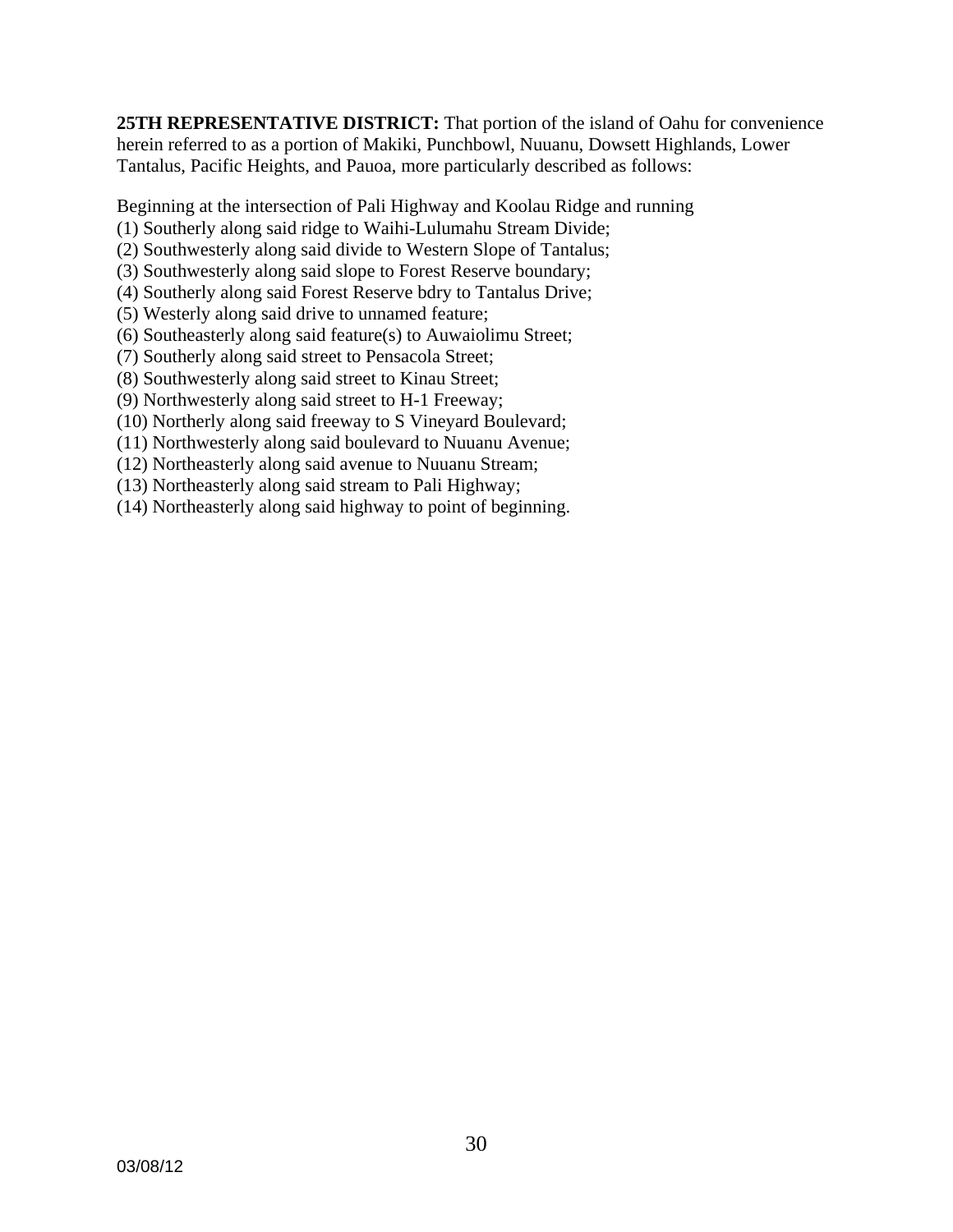**25TH REPRESENTATIVE DISTRICT:** That portion of the island of Oahu for convenience herein referred to as a portion of Makiki, Punchbowl, Nuuanu, Dowsett Highlands, Lower Tantalus, Pacific Heights, and Pauoa, more particularly described as follows:

Beginning at the intersection of Pali Highway and Koolau Ridge and running
(1) Southerly along said ridge to Waihi-Lulumahu Stream Divide;
(2) Southwesterly along said divide to Western Slope of Tantalus;
(3) Southwesterly along said slope to Forest Reserve boundary;
(4) Southerly along said Forest Reserve bdry to Tantalus Drive;
(5) Westerly along said drive to unnamed feature;
(6) Southeasterly along said feature(s) to Auwaiolimu Street;
(7) Southerly along said street to Pensacola Street;
(8) Southwesterly along said street to Kinau Street;
(9) Northwesterly along said street to H-1 Freeway;
(10) Northerly along said freeway to S Vineyard Boulevard;
(11) Northwesterly along said boulevard to Nuuanu Avenue;
(12) Northeasterly along said avenue to Nuuanu Stream;
(13) Northeasterly along said stream to Pali Highway;
(14) Northeasterly along said highway to point of beginning.